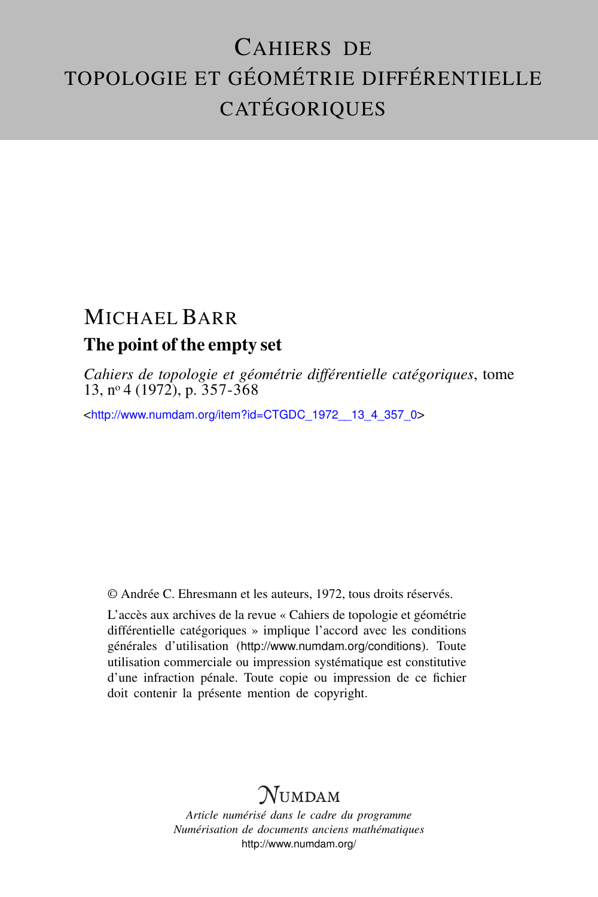# Cahiers de topologie et géométrie différentielle catégoriques

## Michael Barr

### The point of the empty set

*Cahiers de topologie et géométrie différentielle catégoriques*, tome 13, n° 4 (1972), p. 357-368

<http://www.numdam.org/item?id=CTGDC_1972__13_4_357_0>

© Andrée C. Ehresmann et les auteurs, 1972, tous droits réservés.

L'accès aux archives de la revue « Cahiers de topologie et géométrie différentielle catégoriques » implique l'accord avec les conditions générales d'utilisation (http://www.numdam.org/conditions). Toute utilisation commerciale ou impression systématique est constitutive d'une infraction pénale. Toute copie ou impression de ce fichier doit contenir la présente mention de copyright.

**Numdam**

*Article numérisé dans le cadre du programme*
*Numérisation de documents anciens mathématiques*
http://www.numdam.org/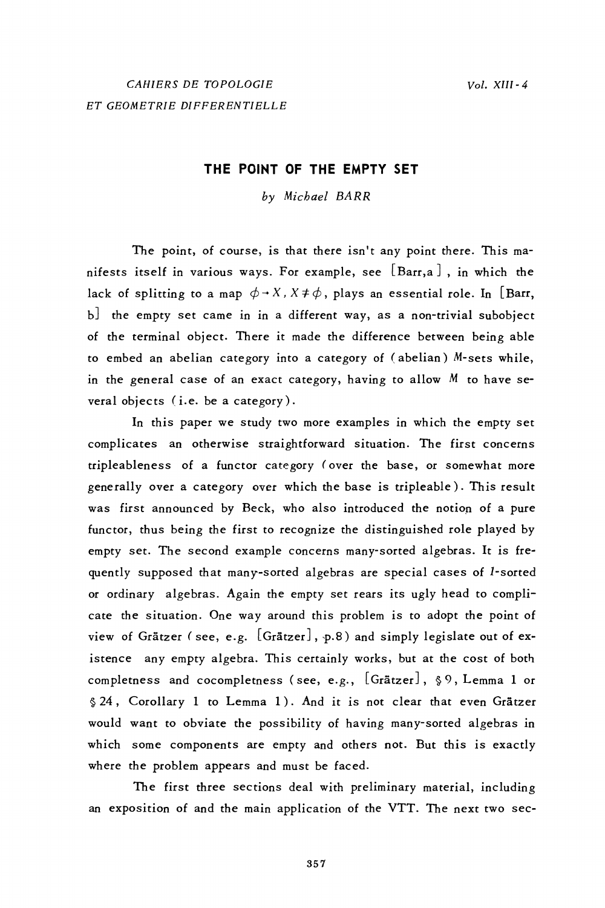# THE POINT OF THE EMPTY SET

*by Michael BARR*

The point, of course, is that there isn't any point there. This manifests itself in various ways. For example, see [Barr,a], in which the lack of splitting to a map $\phi \to X$, $X \neq \phi$, plays an essential role. In [Barr, b] the empty set came in in a different way, as a non-trivial subobject of the terminal object. There it made the difference between being able to embed an abelian category into a category of (abelian) $M$-sets while, in the general case of an exact category, having to allow $M$ to have several objects (i.e. be a category).

In this paper we study two more examples in which the empty set complicates an otherwise straightforward situation. The first concerns tripleableness of a functor category (over the base, or somewhat more generally over a category over which the base is tripleable). This result was first announced by Beck, who also introduced the notion of a pure functor, thus being the first to recognize the distinguished role played by empty set. The second example concerns many-sorted algebras. It is frequently supposed that many-sorted algebras are special cases of $1$-sorted or ordinary algebras. Again the empty set rears its ugly head to complicate the situation. One way around this problem is to adopt the point of view of Grätzer (see, e.g. [Grätzer], p.8) and simply legislate out of existence any empty algebra. This certainly works, but at the cost of both completness and cocompletness (see, e.g., [Grätzer], § 9, Lemma 1 or § 24, Corollary 1 to Lemma 1). And it is not clear that even Grätzer would want to obviate the possibility of having many-sorted algebras in which some components are empty and others not. But this is exactly where the problem appears and must be faced.

The first three sections deal with preliminary material, including an exposition of and the main application of the VTT. The next two sec-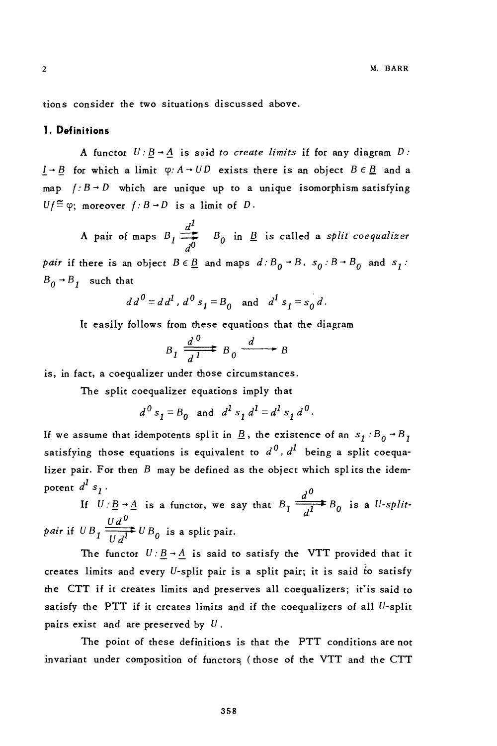tions consider the two situations discussed above.

## 1. Definitions

A functor $U: \underline{B} \to \underline{A}$ is said *to create limits* if for any diagram $D: \underline{I} \to \underline{B}$ for which a limit $\varphi: A \to UD$ exists there is an object $B \in \underline{B}$ and a map $f: B \to D$ which are unique up to a unique isomorphism satisfying $Uf \cong \varphi$; moreover $f: B \to D$ is a limit of $D$.

A pair of maps $B_1 \overset{d^1}{\underset{d^0}{\rightrightarrows}} B_0$ in $\underline{B}$ is called a *split coequalizer pair* if there is an object $B \in \underline{B}$ and maps $d: B_0 \to B$, $s_0: B \to B_0$ and $s_1: B_0 \to B_1$ such that

$$dd^0 = dd^1, \; d^0 s_1 = B_0 \; \text{ and } \; d^1 s_1 = s_0 d.$$

It easily follows from these equations that the diagram

$$B_1 \overset{d^0}{\underset{d^1}{\rightrightarrows}} B_0 \xrightarrow{\;d\;} B$$

is, in fact, a coequalizer under those circumstances.

The split coequalizer equations imply that

$$d^0 s_1 = B_0 \; \text{ and } \; d^1 s_1 d^1 = d^1 s_1 d^0.$$

If we assume that idempotents split in $\underline{B}$, the existence of an $s_1: B_0 \to B_1$ satisfying those equations is equivalent to $d^0, d^1$ being a split coequalizer pair. For then $B$ may be defined as the object which splits the idempotent $d^1 s_1$.

If $U: \underline{B} \to \underline{A}$ is a functor, we say that $B_1 \overset{d^0}{\underset{d^1}{\rightrightarrows}} B_0$ is a *U-split-pair* if $UB_1 \overset{Ud^0}{\underset{Ud^1}{\rightrightarrows}} UB_0$ is a split pair.

The functor $U: \underline{B} \to \underline{A}$ is said to satisfy the VTT provided that it creates limits and every $U$-split pair is a split pair; it is said to satisfy the CTT if it creates limits and preserves all coequalizers; it is said to satisfy the PTT if it creates limits and if the coequalizers of all $U$-split pairs exist and are preserved by $U$.

The point of these definitions is that the PTT conditions are not invariant under composition of functors (those of the VTT and the CTT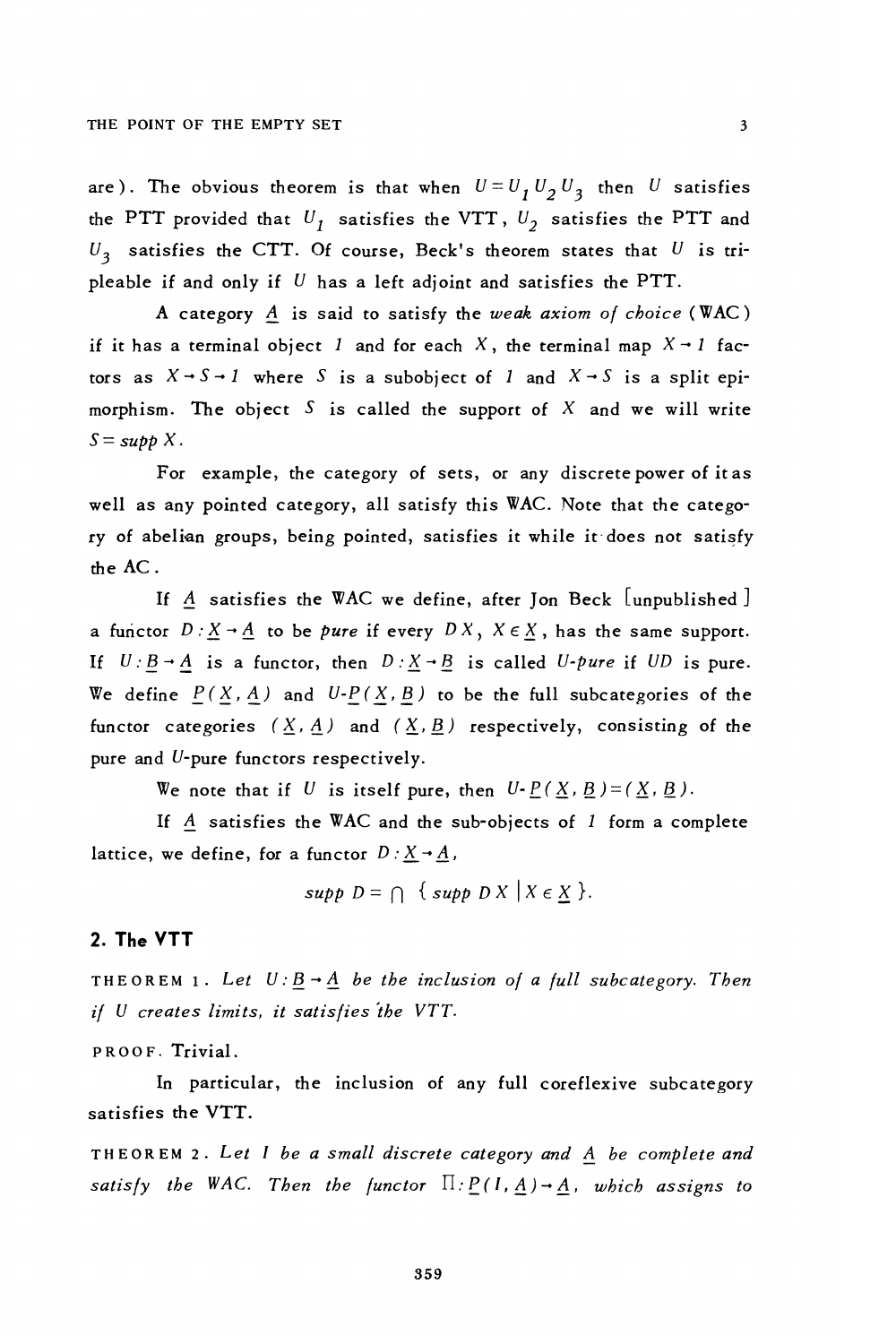are). The obvious theorem is that when $U = U_1 U_2 U_3$ then $U$ satisfies the PTT provided that $U_1$ satisfies the VTT, $U_2$ satisfies the PTT and $U_3$ satisfies the CTT. Of course, Beck's theorem states that $U$ is tripleable if and only if $U$ has a left adjoint and satisfies the PTT.

A category $\underline{A}$ is said to satisfy the *weak axiom of choice* (WAC) if it has a terminal object $1$ and for each $X$, the terminal map $X \to 1$ factors as $X \to S \to 1$ where $S$ is a subobject of $1$ and $X \to S$ is a split epimorphism. The object $S$ is called the support of $X$ and we will write $S = supp\, X$.

For example, the category of sets, or any discrete power of it as well as any pointed category, all satisfy this WAC. Note that the category of abelian groups, being pointed, satisfies it while it does not satisfy the AC.

If $\underline{A}$ satisfies the WAC we define, after Jon Beck [unpublished] a functor $D : \underline{X} \to \underline{A}$ to be *pure* if every $DX$, $X \in \underline{X}$, has the same support. If $U : \underline{B} \to \underline{A}$ is a functor, then $D : \underline{X} \to \underline{B}$ is called *U-pure* if $UD$ is pure. We define $\underline{P}(\underline{X}, \underline{A})$ and $U$-$\underline{P}(\underline{X}, \underline{B})$ to be the full subcategories of the functor categories $(\underline{X}, \underline{A})$ and $(\underline{X}, \underline{B})$ respectively, consisting of the pure and $U$-pure functors respectively.

We note that if $U$ is itself pure, then $U$-$\underline{P}(\underline{X}, \underline{B}) = (\underline{X}, \underline{B})$.

If $\underline{A}$ satisfies the WAC and the sub-objects of $1$ form a complete lattice, we define, for a functor $D : \underline{X} \to \underline{A}$,

$$supp\, D = \bigcap \{ supp\, DX \mid X \in \underline{X} \}.$$

## 2. The VTT

THEOREM 1. *Let $U : \underline{B} \to \underline{A}$ be the inclusion of a full subcategory. Then if $U$ creates limits, it satisfies the VTT.*

PROOF. Trivial.

In particular, the inclusion of any full coreflexive subcategory satisfies the VTT.

THEOREM 2. *Let $I$ be a small discrete category and $\underline{A}$ be complete and satisfy the WAC. Then the functor $\Pi : \underline{P}(I, \underline{A}) \to \underline{A}$, which assigns to*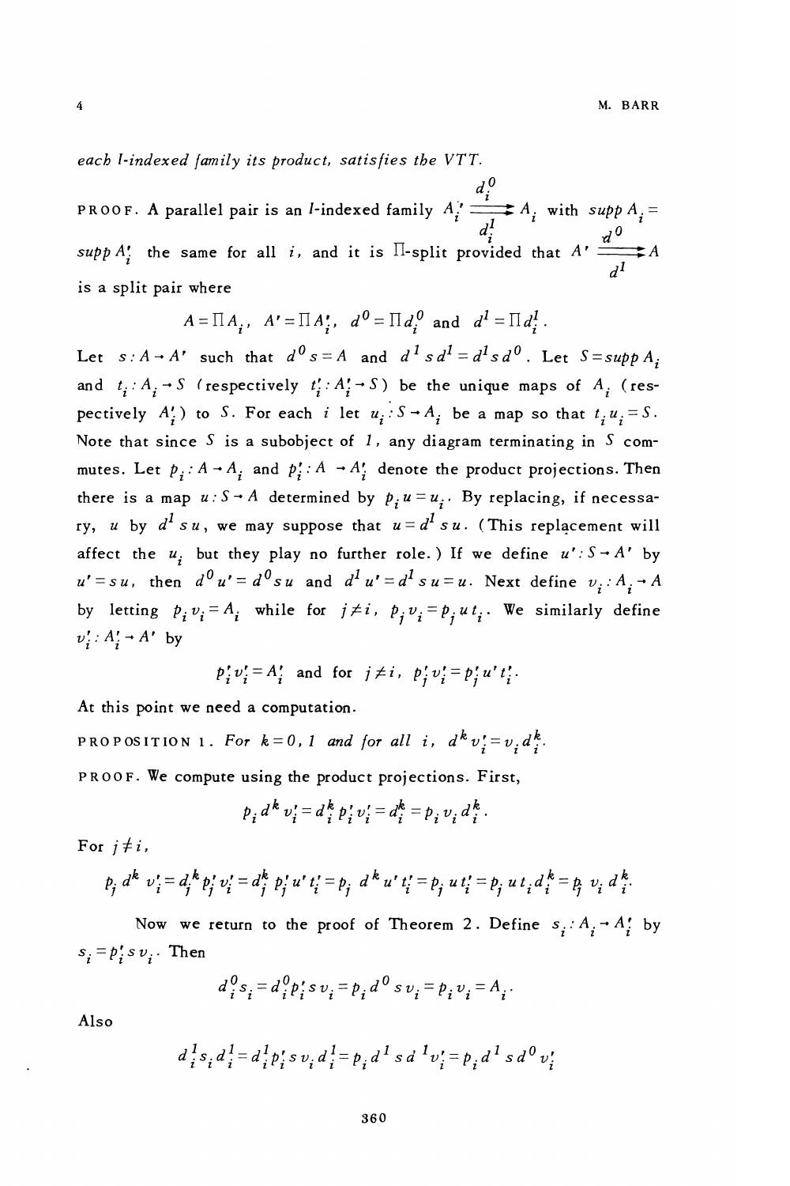each $I$-indexed family its product, satisfies the VTT.

PROOF. A parallel pair is an $I$-indexed family $A_i' \overset{d_i^0}{\underset{d_i^1}{\rightrightarrows}} A_i$ with $supp\, A_i = supp\, A_i'$ the same for all $i$, and it is $\Pi$-split provided that $A' \overset{d^0}{\underset{d^1}{\rightrightarrows}} A$ is a split pair where

$$A = \Pi A_i, \quad A' = \Pi A_i', \quad d^0 = \Pi d_i^0 \text{ and } d^1 = \Pi d_i^1 .$$

Let $s : A \to A'$ such that $d^0 s = A$ and $d^1 s d^1 = d^1 s d^0$. Let $S = supp\, A_i$ and $t_i : A_i \to S$ (respectively $t_i' : A_i' \to S$) be the unique maps of $A_i$ (respectively $A_i'$) to $S$. For each $i$ let $u_i : S \to A_i$ be a map so that $t_i u_i = S$. Note that since $S$ is a subobject of $1$, any diagram terminating in $S$ commutes. Let $p_i : A \to A_i$ and $p_i' : A \to A_i'$ denote the product projections. Then there is a map $u : S \to A$ determined by $p_i u = u_i$. By replacing, if necessary, $u$ by $d^1 s u$, we may suppose that $u = d^1 s u$. (This replacement will affect the $u_i$ but they play no further role.) If we define $u' : S \to A'$ by $u' = s u$, then $d^0 u' = d^0 s u$ and $d^1 u' = d^1 s u = u$. Next define $v_i : A_i \to A$ by letting $p_i v_i = A_i$ while for $j \neq i$, $p_j v_i = p_j u t_i$. We similarly define $v_i' : A_i' \to A'$ by

$$p_i' v_i' = A_i' \text{ and for } j \neq i, \; p_j' v_i' = p_j' u' t_i' .$$

At this point we need a computation.

PROPOSITION 1. *For $k = 0, 1$ and for all $i$, $d^k v_i' = v_i d_i^k$.*

PROOF. We compute using the product projections. First,

$$p_i d^k v_i' = d_i^k p_i' v_i' = d_i^k = p_i v_i d_i^k .$$

For $j \neq i$,

$$p_j d^k v_i' = d_j^k p_j' v_i' = d_j^k p_j' u' t_i' = p_j d^k u' t_i' = p_j u t_i' = p_j u t_i d_i^k = p_j v_i d_i^k .$$

Now we return to the proof of Theorem 2. Define $s_i : A_i \to A_i'$ by $s_i = p_i' s v_i$. Then

$$d_i^0 s_i = d_i^0 p_i' s v_i = p_i d^0 s v_i = p_i v_i = A_i .$$

Also

$$d_i^1 s_i d_i^1 = d_i^1 p_i' s v_i d_i^1 = p_i d^1 s d^1 v_i' = p_i d^1 s d^0 v_i'$$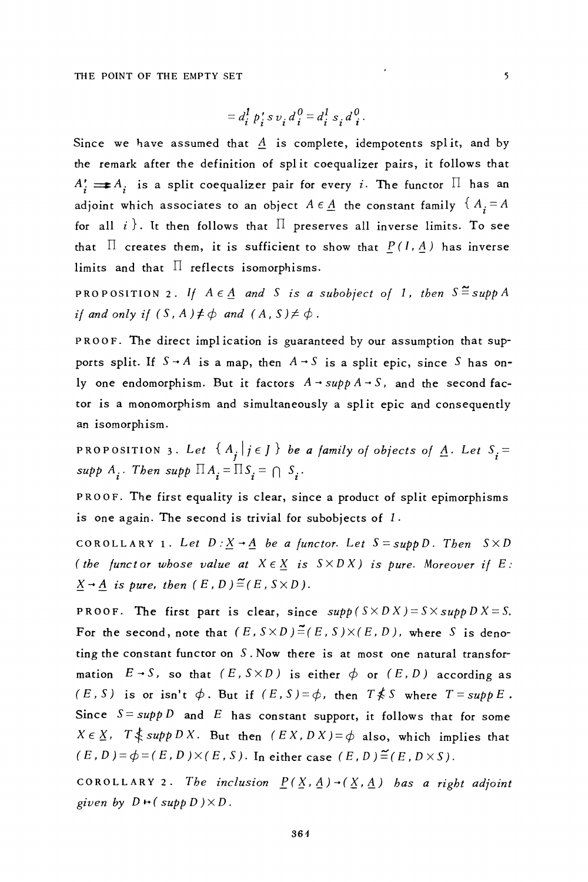$$= d_i^1 p_i' s v_i d_i^0 = d_i^1 s_i d_i^0 .$$

Since we have assumed that $\underline{A}$ is complete, idempotents split, and by the remark after the definition of split coequalizer pairs, it follows that $A_i' \rightrightarrows A_i$ is a split coequalizer pair for every $i$. The functor $\Pi$ has an adjoint which associates to an object $A \in \underline{A}$ the constant family $\{ A_i = A$ for all $i \}$. It then follows that $\Pi$ preserves all inverse limits. To see that $\Pi$ creates them, it is sufficient to show that $\underline{P}(I, \underline{A})$ has inverse limits and that $\Pi$ reflects isomorphisms.

PROPOSITION 2. *If $A \in \underline{A}$ and $S$ is a subobject of $1$, then $S \cong supp\, A$ if and only if $(S, A) \neq \phi$ and $(A, S) \neq \phi$.*

PROOF. The direct implication is guaranteed by our assumption that supports split. If $S \to A$ is a map, then $A \to S$ is a split epic, since $S$ has only one endomorphism. But it factors $A \to supp\, A \to S$, and the second factor is a monomorphism and simultaneously a split epic and consequently an isomorphism.

PROPOSITION 3. *Let $\{ A_j \mid j \in J \}$ be a family of objects of $\underline{A}$. Let $S_i = supp\, A_i$. Then $supp\, \Pi A_i = \Pi S_i = \bigcap S_i$.*

PROOF. The first equality is clear, since a product of split epimorphisms is one again. The second is trivial for subobjects of $1$.

COROLLARY 1. *Let $D : \underline{X} \to \underline{A}$ be a functor. Let $S = supp\, D$. Then $S \times D$ (the functor whose value at $X \in \underline{X}$ is $S \times DX$) is pure. Moreover if $E : \underline{X} \to \underline{A}$ is pure, then $(E, D) \cong (E, S \times D)$.*

PROOF. The first part is clear, since $supp(S \times DX) = S \times supp\, DX = S$. For the second, note that $(E, S \times D) \cong (E, S) \times (E, D)$, where $S$ is denoting the constant functor on $S$. Now there is at most one natural transformation $E \to S$, so that $(E, S \times D)$ is either $\phi$ or $(E, D)$ according as $(E, S)$ is or isn't $\phi$. But if $(E, S) = \phi$, then $T \nleq S$ where $T = supp\, E$. Since $S = supp\, D$ and $E$ has constant support, it follows that for some $X \in \underline{X}$, $T \nleq supp\, DX$. But then $(EX, DX) = \phi$ also, which implies that $(E, D) = \phi = (E, D) \times (E, S)$. In either case $(E, D) \cong (E, D \times S)$.

COROLLARY 2. *The inclusion $\underline{P}(\underline{X}, \underline{A}) \to (\underline{X}, \underline{A})$ has a right adjoint given by $D \mapsto (supp\, D) \times D$.*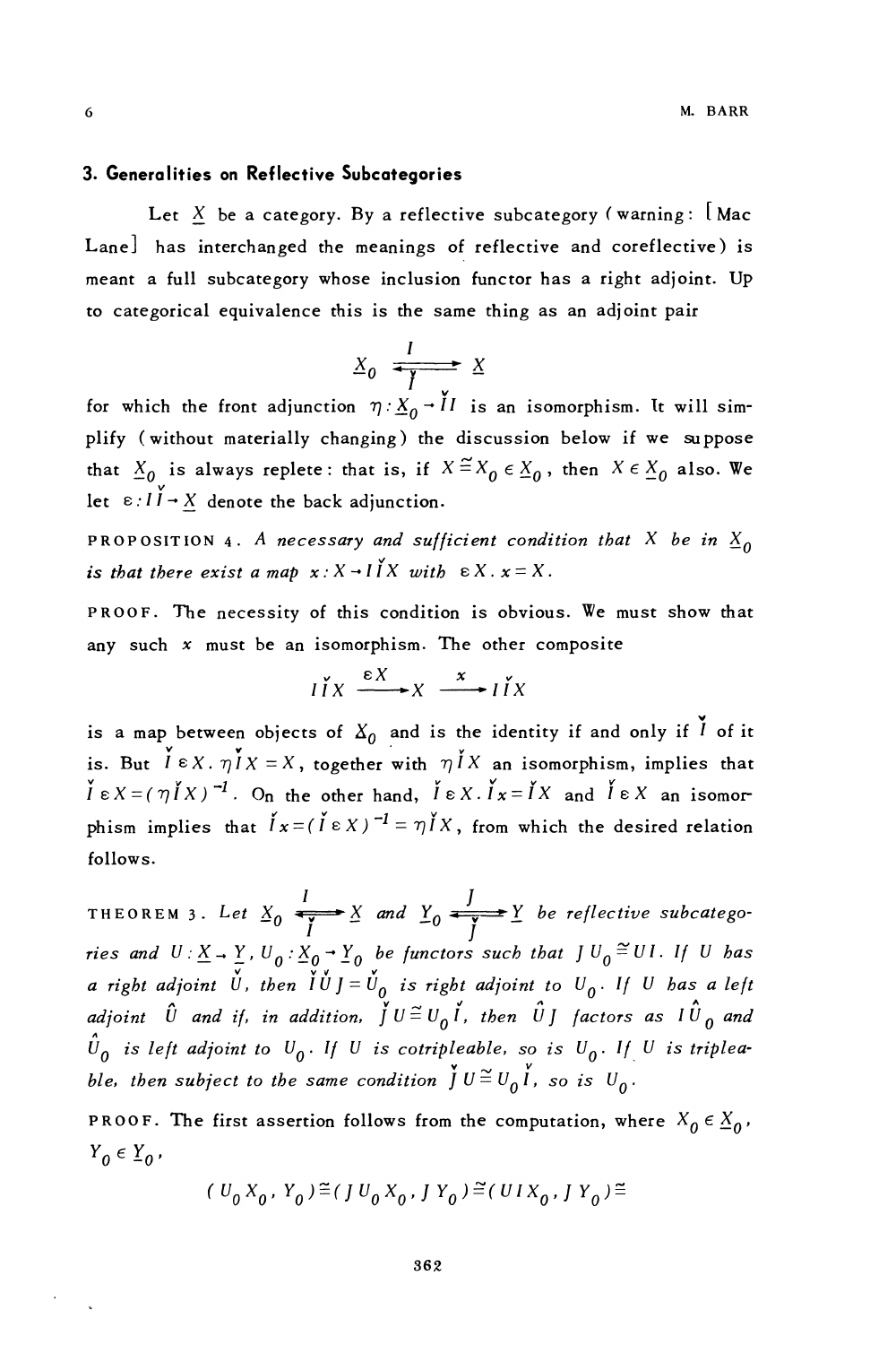## 3. Generalities on Reflective Subcategories

Let $\underline{X}$ be a category. By a reflective subcategory (warning: [Mac Lane] has interchanged the meanings of reflective and coreflective) is meant a full subcategory whose inclusion functor has a right adjoint. Up to categorical equivalence this is the same thing as an adjoint pair

$$\underline{X}_0 \underset{\check{I}}{\overset{I}{\rightleftarrows}} \underline{X}$$

for which the front adjunction $\eta : \underline{X}_0 \to \check{I} I$ is an isomorphism. It will simplify (without materially changing) the discussion below if we suppose that $\underline{X}_0$ is always replete: that is, if $X \cong X_0 \in \underline{X}_0$, then $X \in \underline{X}_0$ also. We let $\varepsilon : I\check{I} \to \underline{X}$ denote the back adjunction.

PROPOSITION 4. *A necessary and sufficient condition that $X$ be in $\underline{X}_0$ is that there exist a map $x : X \to I\check{I}X$ with $\varepsilon X \, . \, x = X$.*

PROOF. The necessity of this condition is obvious. We must show that any such $x$ must be an isomorphism. The other composite

$$I\check{I}X \xrightarrow{\ \varepsilon X\ } X \xrightarrow{\ x\ } I\check{I}X$$

is a map between objects of $\underline{X}_0$ and is the identity if and only if $\check{I}$ of it is. But $\check{I}\varepsilon X \, . \, \eta \check{I}X = X$, together with $\eta \check{I} X$ an isomorphism, implies that $\check{I}\varepsilon X = (\eta \check{I} X)^{-1}$. On the other hand, $\check{I}\varepsilon X \, . \, \check{I}x = \check{I}X$ and $\check{I}\varepsilon X$ an isomorphism implies that $\check{I}x = (\check{I}\varepsilon X)^{-1} = \eta \check{I} X$, from which the desired relation follows.

THEOREM 3. *Let $\underline{X}_0 \underset{\check{I}}{\overset{I}{\rightleftarrows}} \underline{X}$ and $\underline{Y}_0 \underset{\check{J}}{\overset{J}{\rightleftarrows}} \underline{Y}$ be reflective subcategories and $U : \underline{X} \to \underline{Y}$, $U_0 : \underline{X}_0 \to \underline{Y}_0$ be functors such that $J U_0 \cong UI$. If $U$ has a right adjoint $\check{U}$, then $\check{I}\check{U}J = \check{U}_0$ is right adjoint to $U_0$. If $U$ has a left adjoint $\hat{U}$ and if, in addition, $\check{J}U \cong U_0 \check{I}$, then $\hat{U}J$ factors as $I\hat{U}_0$ and $\hat{U}_0$ is left adjoint to $U_0$. If $U$ is cotripleable, so is $U_0$. If $U$ is tripleable, then subject to the same condition $\check{J}U \cong U_0 \check{I}$, so is $U_0$.*

PROOF. The first assertion follows from the computation, where $X_0 \in \underline{X}_0$, $Y_0 \in \underline{Y}_0$,

$$(U_0 X_0, Y_0) \cong (J U_0 X_0, J Y_0) \cong (U I X_0, J Y_0) \cong$$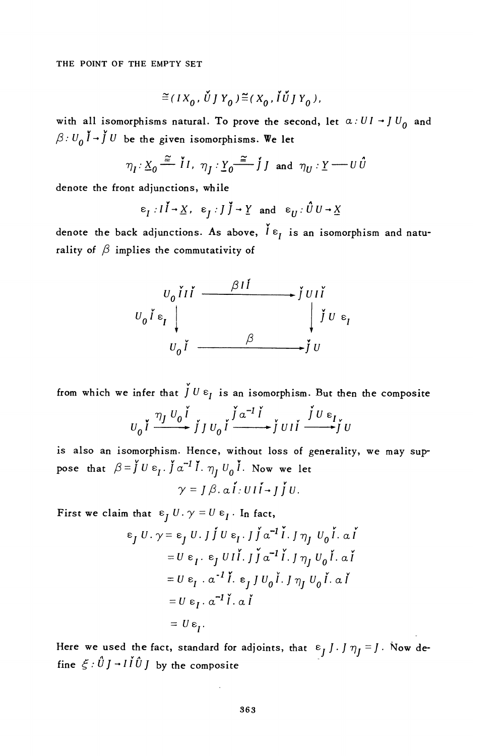$$\cong (IX_0, \check{U} J Y_0) \cong (X_0, \check{I}\check{U} J Y_0),$$

with all isomorphisms natural. To prove the second, let $\alpha : UI \to J U_0$ and $\beta : U_0 \check{I} \to \check{J} U$ be the given isomorphisms. We let

$$\eta_I : \underline{X}_0 \xrightarrow{\cong} \check{I} I, \ \eta_J : \underline{Y}_0 \xrightarrow{\cong} \check{J} J \text{ and } \eta_U : \underline{Y} \longrightarrow U \hat{U}$$

denote the front adjunctions, while

$$\varepsilon_I : I \check{I} \to \underline{X}, \ \varepsilon_J : J \check{J} \to \underline{Y} \text{ and } \varepsilon_U : \hat{U} U \to \underline{X}$$

denote the back adjunctions. As above, $\check{I} \varepsilon_I$ is an isomorphism and naturality of $\beta$ implies the commutativity of

$$\begin{array}{ccc} U_0 \check{I} I \check{I} & \xrightarrow{\beta I \check{I}} & \check{J} U I \check{I} \\ {\scriptstyle U_0 \check{I} \varepsilon_I} \downarrow & & \downarrow {\scriptstyle \check{J} U \varepsilon_I} \\ U_0 \check{I} & \xrightarrow{\beta} & \check{J} U \end{array}$$

from which we infer that $\check{J} U \varepsilon_I$ is an isomorphism. But then the composite

$$U_0 \check{I} \xrightarrow{\eta_J U_0 \check{I}} \check{J} J U_0 \check{I} \xrightarrow{\check{J} \alpha^{-1} \check{I}} \check{J} U I \check{I} \xrightarrow{\check{J} U \varepsilon_I} \check{J} U$$

is also an isomorphism. Hence, without loss of generality, we may suppose that $\beta = \check{J} U \varepsilon_I . \check{J} \alpha^{-1} \check{I} . \eta_J U_0 \check{I}$. Now we let

$$\gamma = J \beta . \alpha \check{I} : U I \check{I} \to J \check{J} U.$$

First we claim that $\varepsilon_J U . \gamma = U \varepsilon_I$. In fact,

$$\begin{aligned} \varepsilon_J U . \gamma &= \varepsilon_J U . J \check{J} U \varepsilon_I . J \check{J} \alpha^{-1} \check{I} . J \eta_J U_0 \check{I} . \alpha \check{I} \\ &= U \varepsilon_I . \varepsilon_J U I \check{I} . J \check{J} \alpha^{-1} \check{I} . J \eta_J U_0 \check{I} . \alpha \check{I} \\ &= U \varepsilon_I . \alpha^{-1} \check{I} . \varepsilon_J J U_0 \check{I} . J \eta_J U_0 \check{I} . \alpha \check{I} \\ &= U \varepsilon_I . \alpha^{-1} \check{I} . \alpha \check{I} \\ &= U \varepsilon_I . \end{aligned}$$

Here we used the fact, standard for adjoints, that $\varepsilon_J J . J \eta_J = J$. Now define $\xi : \hat{U} J \to I \check{I} \hat{U} J$ by the composite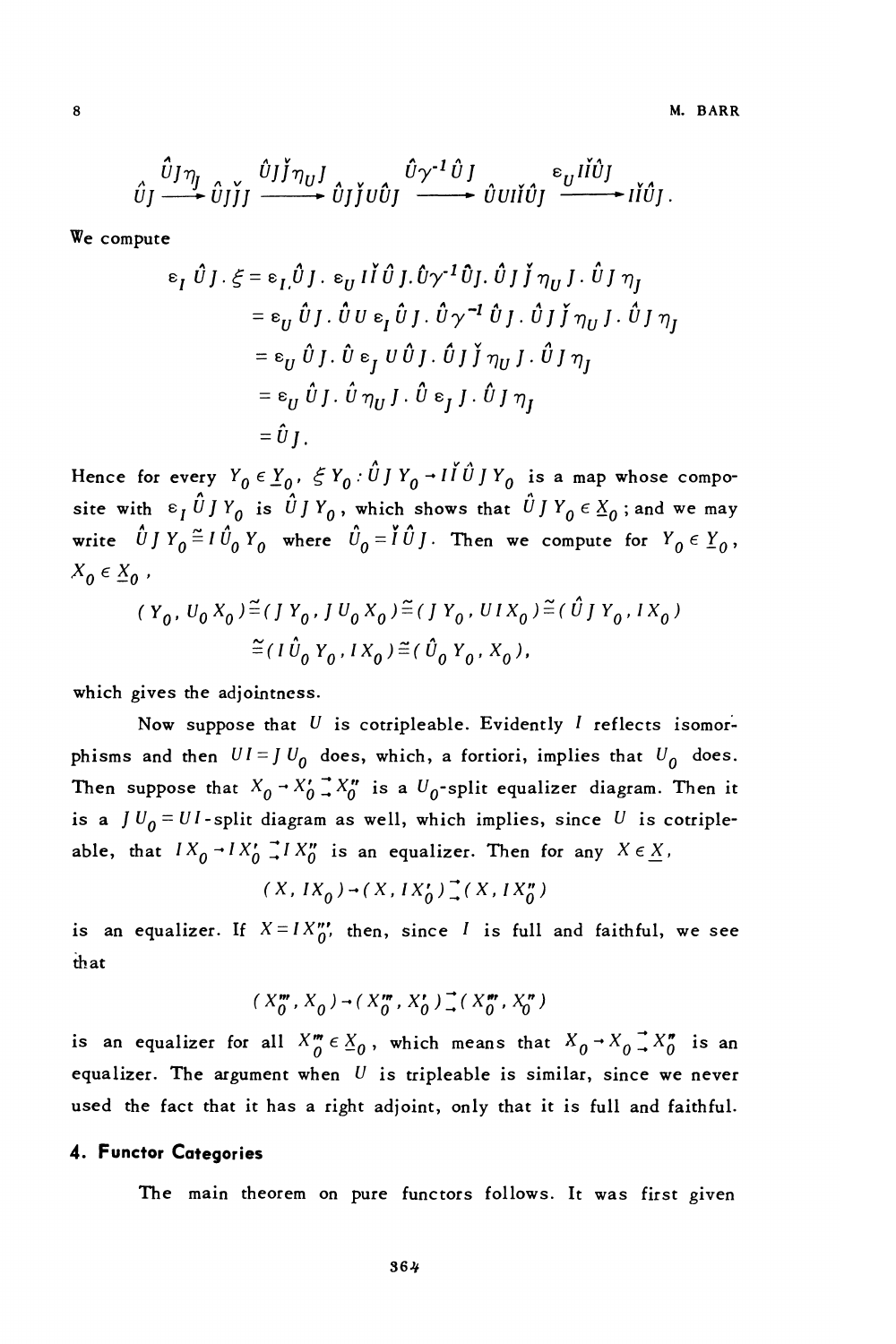$$\hat{U}J \xrightarrow{\hat{U}J\eta_J} \hat{U}J\check{J}J \xrightarrow{\hat{U}J\check{J}\eta_U J} \hat{U}J\check{J}U\hat{U}J \xrightarrow{\hat{U}\gamma^{-1}\hat{U}J} \hat{U}UI\check{I}\hat{U}J \xrightarrow{\varepsilon_U I\check{I}\hat{U}J} I\check{I}\hat{U}J.$$

We compute

$$\begin{aligned}
\varepsilon_I \hat{U}J \,.\, \xi &= \varepsilon_I \hat{U}J \,.\, \varepsilon_U I\check{I}\hat{U}J \,.\, \hat{U}\gamma^{-1}\hat{U}J \,.\, \hat{U}J\check{J}\eta_U J \,.\, \hat{U}J\eta_J \\
&= \varepsilon_U \hat{U}J \,.\, \hat{U}U\varepsilon_I \hat{U}J \,.\, \hat{U}\gamma^{-1}\hat{U}J \,.\, \hat{U}J\check{J}\eta_U J \,.\, \hat{U}J\eta_J \\
&= \varepsilon_U \hat{U}J \,.\, \hat{U}\varepsilon_J U\hat{U}J \,.\, \hat{U}J\check{J}\eta_U J \,.\, \hat{U}J\eta_J \\
&= \varepsilon_U \hat{U}J \,.\, \hat{U}\eta_U J \,.\, \hat{U}\varepsilon_J J \,.\, \hat{U}J\eta_J \\
&= \hat{U}J.
\end{aligned}$$

Hence for every $Y_0 \in \underline{Y}_0$, $\xi Y_0 : \hat{U}JY_0 \to I\check{I}\hat{U}JY_0$ is a map whose composite with $\varepsilon_I \hat{U}JY_0$ is $\hat{U}JY_0$, which shows that $\hat{U}JY_0 \in \underline{X}_0$; and we may write $\hat{U}JY_0 \cong I\hat{U}_0 Y_0$ where $\hat{U}_0 = \check{I}\hat{U}J$. Then we compute for $Y_0 \in \underline{Y}_0$, $X_0 \in \underline{X}_0$,

$$\begin{aligned}
(Y_0, U_0X_0) &\cong (JY_0, JU_0X_0) \cong (JY_0, UIX_0) \cong (\hat{U}JY_0, IX_0) \\
&\cong (I\hat{U}_0Y_0, IX_0) \cong (\hat{U}_0Y_0, X_0),
\end{aligned}$$

which gives the adjointness.

Now suppose that $U$ is cotripleable. Evidently $I$ reflects isomorphisms and then $UI = JU_0$ does, which, a fortiori, implies that $U_0$ does. Then suppose that $X_0 \to X_0' \rightrightarrows X_0''$ is a $U_0$-split equalizer diagram. Then it is a $JU_0 = UI$-split diagram as well, which implies, since $U$ is cotripleable, that $IX_0 \to IX_0' \rightrightarrows IX_0''$ is an equalizer. Then for any $X \in \underline{X}$,

$$(X, IX_0) \to (X, IX_0') \rightrightarrows (X, IX_0'')$$

is an equalizer. If $X = IX_0'''$, then, since $I$ is full and faithful, we see that

$$(X_0''', X_0) \to (X_0''', X_0') \rightrightarrows (X_0''', X_0'')$$

is an equalizer for all $X_0''' \in \underline{X}_0$, which means that $X_0 \to X_0 \rightrightarrows X_0''$ is an equalizer. The argument when $U$ is tripleable is similar, since we never used the fact that it has a right adjoint, only that it is full and faithful.

## 4. Functor Categories

The main theorem on pure functors follows. It was first given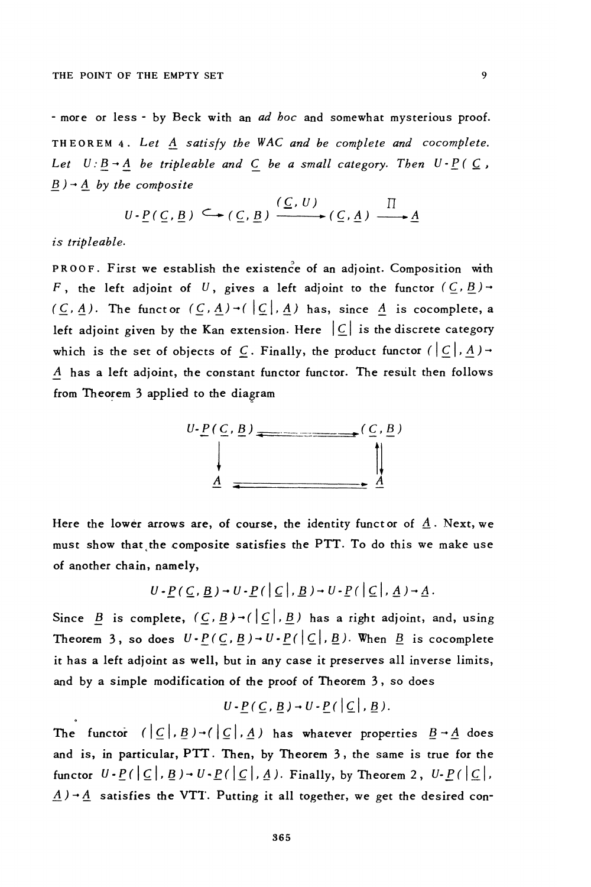- more or less - by Beck with an *ad hoc* and somewhat mysterious proof.

**THEOREM 4.** *Let $\underline{A}$ satisfy the WAC and be complete and cocomplete. Let $U: \underline{B} \to \underline{A}$ be tripleable and $\underline{C}$ be a small category. Then $U\text{-}\underline{P}(\underline{C}, \underline{B}) \to \underline{A}$ by the composite*

$$U\text{-}\underline{P}(\underline{C}, \underline{B}) \hookrightarrow (\underline{C}, \underline{B}) \xrightarrow{(\underline{C}, U)} (\underline{C}, \underline{A}) \xrightarrow{\Pi} \underline{A}$$

*is tripleable.*

PROOF. First we establish the existence of an adjoint. Composition with $F$, the left adjoint of $U$, gives a left adjoint to the functor $(\underline{C}, \underline{B}) \to (\underline{C}, \underline{A})$. The functor $(\underline{C}, \underline{A}) \to (|\underline{C}|, \underline{A})$ has, since $\underline{A}$ is cocomplete, a left adjoint given by the Kan extension. Here $|\underline{C}|$ is the discrete category which is the set of objects of $\underline{C}$. Finally, the product functor $(|\underline{C}|, \underline{A}) \to \underline{A}$ has a left adjoint, the constant functor functor. The result then follows from Theorem 3 applied to the diagram

$$\begin{array}{ccc}
U\text{-}\underline{P}(\underline{C}, \underline{B}) & \rightleftarrows & (\underline{C}, \underline{B}) \\
\downarrow & & \downarrow\uparrow \\
\underline{A} & \rightleftarrows & \underline{A}
\end{array}$$

Here the lower arrows are, of course, the identity functor of $\underline{A}$. Next, we must show that the composite satisfies the PTT. To do this we make use of another chain, namely,

$$U\text{-}\underline{P}(\underline{C}, \underline{B}) \to U\text{-}\underline{P}(|\underline{C}|, \underline{B}) \to U\text{-}\underline{P}(|\underline{C}|, \underline{A}) \to \underline{A}.$$

Since $\underline{B}$ is complete, $(\underline{C}, \underline{B}) \to (|\underline{C}|, \underline{B})$ has a right adjoint, and, using Theorem 3, so does $U\text{-}\underline{P}(\underline{C}, \underline{B}) \to U\text{-}\underline{P}(|\underline{C}|, \underline{B})$. When $\underline{B}$ is cocomplete it has a left adjoint as well, but in any case it preserves all inverse limits, and by a simple modification of the proof of Theorem 3, so does

$$U\text{-}\underline{P}(\underline{C}, \underline{B}) \to U\text{-}\underline{P}(|\underline{C}|, \underline{B}).$$

The functor $(|\underline{C}|, \underline{B}) \to (|\underline{C}|, \underline{A})$ has whatever properties $\underline{B} \to \underline{A}$ does and is, in particular, PTT. Then, by Theorem 3, the same is true for the functor $U\text{-}\underline{P}(|\underline{C}|, \underline{B}) \to U\text{-}\underline{P}(|\underline{C}|, \underline{A})$. Finally, by Theorem 2, $U\text{-}\underline{P}(|\underline{C}|, \underline{A}) \to \underline{A}$ satisfies the VTT. Putting it all together, we get the desired con-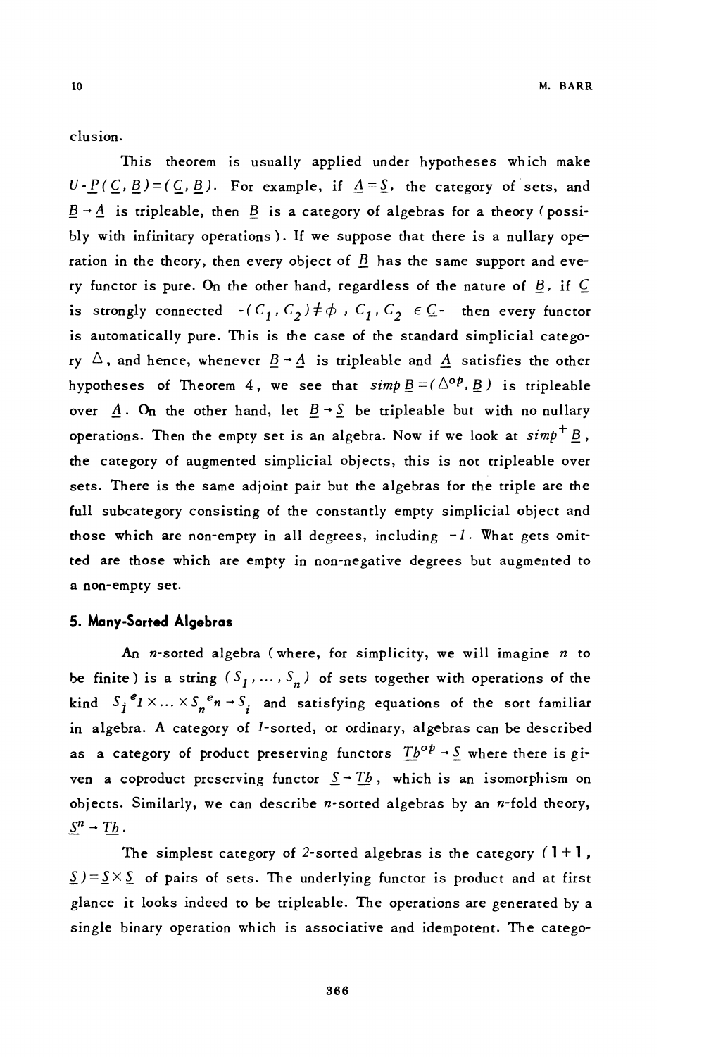clusion.

This theorem is usually applied under hypotheses which make $U\text{-}\underline{P}(\underline{C}, \underline{B}) = (\underline{C}, \underline{B})$. For example, if $\underline{A} = \underline{S}$, the category of sets, and $\underline{B} \to \underline{A}$ is tripleable, then $\underline{B}$ is a category of algebras for a theory (possibly with infinitary operations). If we suppose that there is a nullary operation in the theory, then every object of $\underline{B}$ has the same support and every functor is pure. On the other hand, regardless of the nature of $\underline{B}$, if $\underline{C}$ is strongly connected $-(C_1, C_2) \neq \phi$, $C_1, C_2 \in \underline{C}-$ then every functor is automatically pure. This is the case of the standard simplicial category $\Delta$, and hence, whenever $\underline{B} \to \underline{A}$ is tripleable and $\underline{A}$ satisfies the other hypotheses of Theorem 4, we see that $simp\, \underline{B} = (\Delta^{op}, \underline{B})$ is tripleable over $\underline{A}$. On the other hand, let $\underline{B} \to \underline{S}$ be tripleable but with no nullary operations. Then the empty set is an algebra. Now if we look at $simp^{+}\, \underline{B}$, the category of augmented simplicial objects, this is not tripleable over sets. There is the same adjoint pair but the algebras for the triple are the full subcategory consisting of the constantly empty simplicial object and those which are non-empty in all degrees, including $-1$. What gets omitted are those which are empty in non-negative degrees but augmented to a non-empty set.

## 5. Many-Sorted Algebras

An $n$-sorted algebra (where, for simplicity, we will imagine $n$ to be finite) is a string $(S_1, \dots, S_n)$ of sets together with operations of the kind $S_1^{e_1} \times \dots \times S_n^{e_n} \to S_i$ and satisfying equations of the sort familiar in algebra. A category of $1$-sorted, or ordinary, algebras can be described as a category of product preserving functors $\underline{Th}^{op} \to \underline{S}$ where there is given a coproduct preserving functor $\underline{S} \to \underline{Th}$, which is an isomorphism on objects. Similarly, we can describe $n$-sorted algebras by an $n$-fold theory, $\underline{S}^n \to \underline{Th}$.

The simplest category of $2$-sorted algebras is the category $(\mathbf{1} + \mathbf{1}, \underline{S}) = \underline{S} \times \underline{S}$ of pairs of sets. The underlying functor is product and at first glance it looks indeed to be tripleable. The operations are generated by a single binary operation which is associative and idempotent. The catego-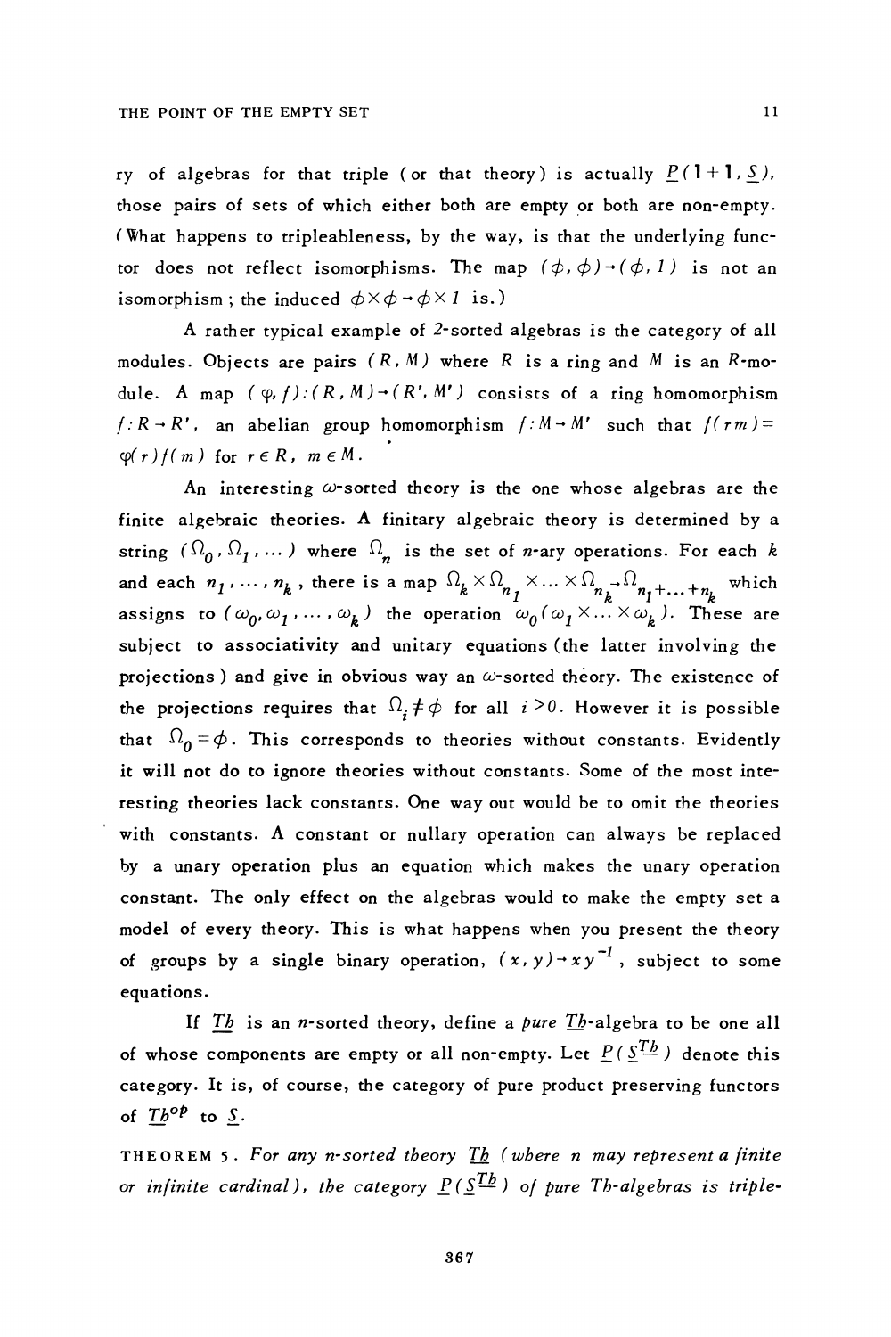ry of algebras for that triple (or that theory) is actually $\underline{P}(1+1, \underline{S})$, those pairs of sets of which either both are empty or both are non-empty. (What happens to tripleableness, by the way, is that the underlying functor does not reflect isomorphisms. The map $(\phi, \phi) \to (\phi, 1)$ is not an isomorphism; the induced $\phi \times \phi \to \phi \times 1$ is.)

A rather typical example of 2-sorted algebras is the category of all modules. Objects are pairs $(R, M)$ where $R$ is a ring and $M$ is an $R$-module. A map $(\varphi, f):(R, M) \to (R', M')$ consists of a ring homomorphism $f: R \to R'$, an abelian group homomorphism $f: M \to M'$ such that $f(rm) = \varphi(r) f(m)$ for $r \in R$, $m \in M$.

An interesting $\omega$-sorted theory is the one whose algebras are the finite algebraic theories. A finitary algebraic theory is determined by a string $(\Omega_0, \Omega_1, \dots)$ where $\Omega_n$ is the set of $n$-ary operations. For each $k$ and each $n_1, \dots, n_k$, there is a map $\Omega_k \times \Omega_{n_1} \times \dots \times \Omega_{n_k} \to \Omega_{n_1 + \dots + n_k}$ which assigns to $(\omega_0, \omega_1, \dots, \omega_k)$ the operation $\omega_0(\omega_1 \times \dots \times \omega_k)$. These are subject to associativity and unitary equations (the latter involving the projections) and give in obvious way an $\omega$-sorted theory. The existence of the projections requires that $\Omega_i \neq \phi$ for all $i > 0$. However it is possible that $\Omega_0 = \phi$. This corresponds to theories without constants. Evidently it will not do to ignore theories without constants. Some of the most interesting theories lack constants. One way out would be to omit the theories with constants. A constant or nullary operation can always be replaced by a unary operation plus an equation which makes the unary operation constant. The only effect on the algebras would to make the empty set a model of every theory. This is what happens when you present the theory of groups by a single binary operation, $(x, y) \to xy^{-1}$, subject to some equations.

If $\underline{Th}$ is an $n$-sorted theory, define a *pure* $\underline{Th}$-algebra to be one all of whose components are empty or all non-empty. Let $\underline{P}(\underline{S}^{\underline{Th}})$ denote this category. It is, of course, the category of pure product preserving functors of $\underline{Th}^{op}$ to $\underline{S}$.

THEOREM 5. *For any $n$-sorted theory $\underline{Th}$ (where $n$ may represent a finite or infinite cardinal), the category $\underline{P}(\underline{S}^{\underline{Th}})$ of pure Th-algebras is triple-*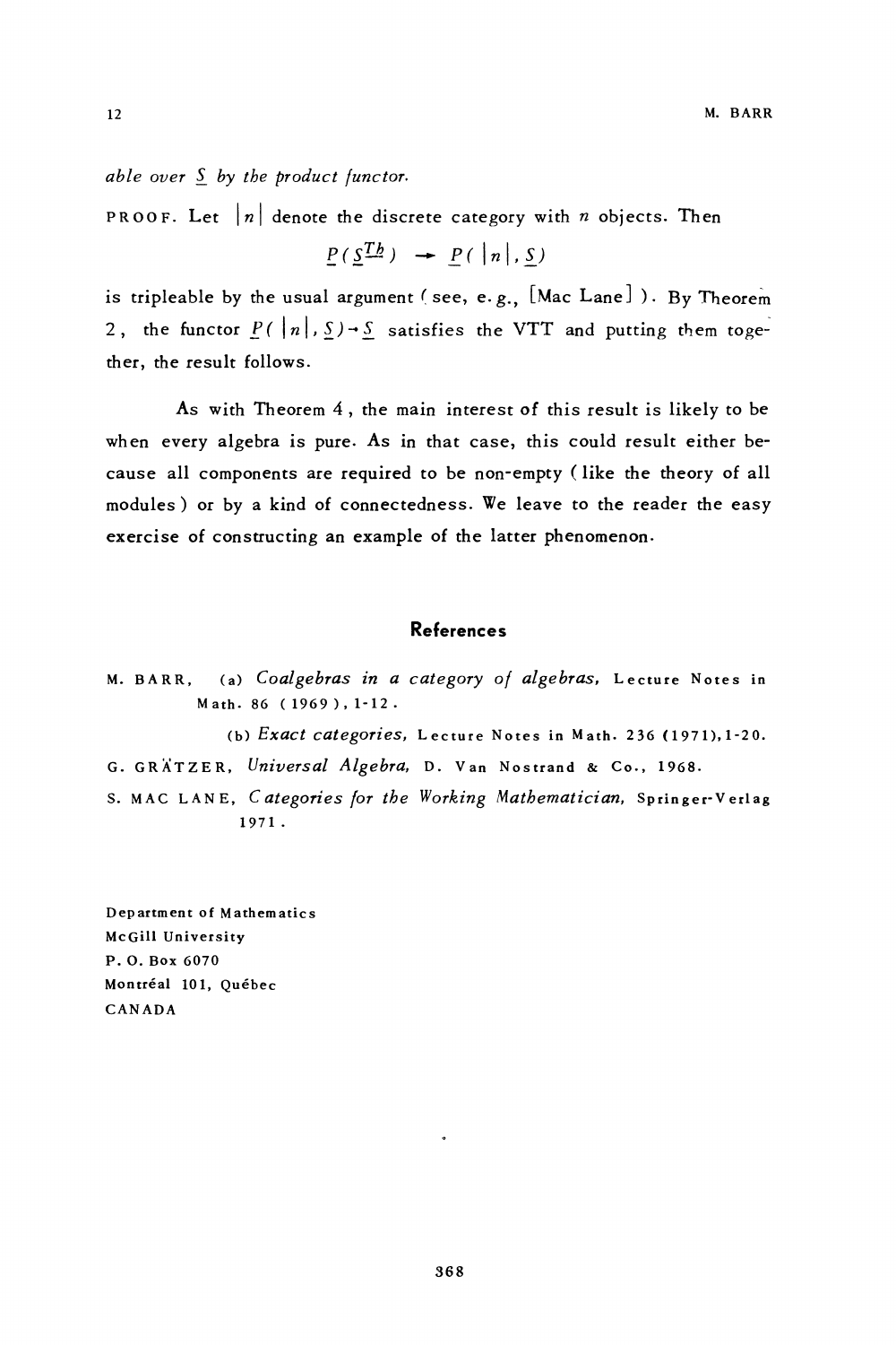*able over $\underline{S}$ by the product functor.*

PROOF. Let $|n|$ denote the discrete category with $n$ objects. Then

$$\underline{P}(\underline{S}^{\underline{Th}}) \rightarrow \underline{P}(|n|, \underline{S})$$

is tripleable by the usual argument (see, e.g., [Mac Lane]). By Theorem 2, the functor $\underline{P}(|n|, \underline{S}) \rightarrow \underline{S}$ satisfies the VTT and putting them together, the result follows.

As with Theorem 4, the main interest of this result is likely to be when every algebra is pure. As in that case, this could result either because all components are required to be non-empty (like the theory of all modules) or by a kind of connectedness. We leave to the reader the easy exercise of constructing an example of the latter phenomenon.

## References

M. BARR, (a) *Coalgebras in a category of algebras,* Lecture Notes in Math. 86 (1969), 1-12.

(b) *Exact categories,* Lecture Notes in Math. 236 (1971), 1-20.

G. GRÄTZER, *Universal Algebra,* D. Van Nostrand & Co., 1968.

S. MAC LANE, *Categories for the Working Mathematician,* Springer-Verlag 1971.

Department of Mathematics
McGill University
P. O. Box 6070
Montréal 101, Québec
CANADA